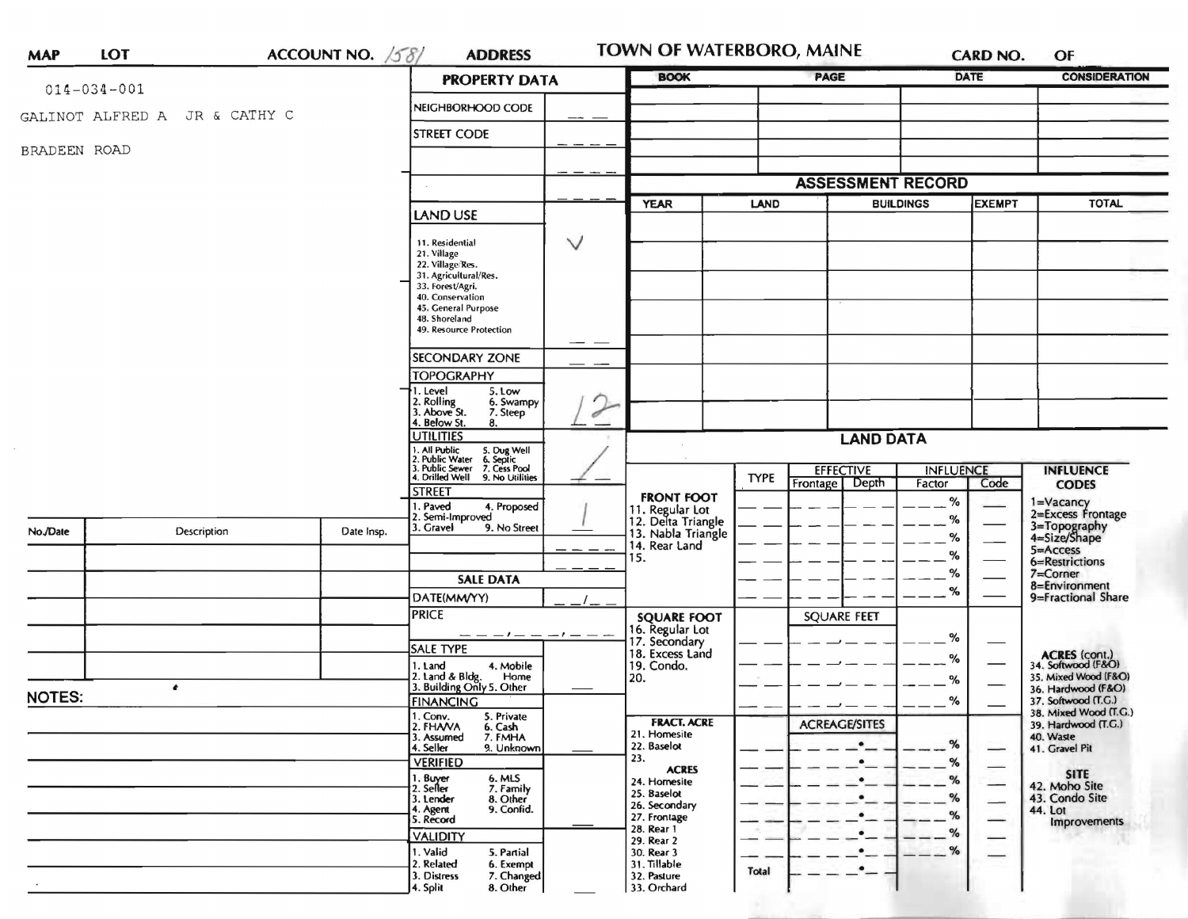**MAP** **LOT** **ACCOUNT NO.** 1581 **ADDRESS**

# TOWN OF WATERBORO, MAINE

**CARD NO.** **OF**

014-034-001

GALINOT ALFRED A JR & CATHY C

BRADEEN ROAD

## PROPERTY DATA

| | |
|---|---|
| NEIGHBORHOOD CODE | |
| STREET CODE | |
| | |
| | |
| **LAND USE** | |
| 11. Residential<br>21. Village<br>22. Village/Res.<br>31. Agricultural/Res.<br>33. Forest/Agri.<br>40. Conservation<br>45. General Purpose<br>48. Shoreland<br>49. Resource Protection | ✓ |
| SECONDARY ZONE | |
| TOPOGRAPHY<br>1. Level 5. Low<br>2. Rolling 6. Swampy<br>3. Above St. 7. Steep<br>4. Below St. 8. | 12 |
| UTILITIES<br>1. All Public 5. Dug Well<br>2. Public Water 6. Septic<br>3. Public Sewer 7. Cess Pool<br>4. Drilled Well 9. No Utilities | / |
| STREET<br>1. Paved 4. Proposed<br>2. Semi-Improved<br>3. Gravel 9. No Street | 1 |
| | |
| | |

## SALE DATA

| | |
|---|---|
| DATE(MM/YY) | |
| PRICE | |
| SALE TYPE<br>1. Land 4. Mobile Home<br>2. Land & Bldg.<br>3. Building Only 5. Other | |
| FINANCING<br>1. Conv. 5. Private<br>2. FHA/VA 6. Cash<br>3. Assumed 7. FMHA<br>4. Seller 9. Unknown | |
| VERIFIED<br>1. Buyer 6. MLS<br>2. Seller 7. Family<br>3. Lender 8. Other<br>4. Agent 9. Confid.<br>5. Record | |
| VALIDITY<br>1. Valid 5. Partial<br>2. Related 6. Exempt<br>3. Distress 7. Changed<br>4. Split 8. Other | |

| BOOK | PAGE | DATE | CONSIDERATION |
|---|---|---|---|
| | | | |
| | | | |
| | | | |
| | | | |

## ASSESSMENT RECORD

| YEAR | LAND | BUILDINGS | EXEMPT | TOTAL |
|---|---|---|---|---|
| | | | | |
| | | | | |
| | | | | |
| | | | | |
| | | | | |
| | | | | |

## LAND DATA

| | TYPE | EFFECTIVE Frontage | EFFECTIVE Depth | INFLUENCE Factor | INFLUENCE Code |
|---|---|---|---|---|---|
| **FRONT FOOT**<br>11. Regular Lot<br>12. Delta Triangle<br>13. Nabla Triangle<br>14. Rear Land<br>15. | | | | % | |
| **SQUARE FOOT**<br>16. Regular Lot<br>17. Secondary<br>18. Excess Land<br>19. Condo.<br>20. | | SQUARE FEET | | % | |
| **FRACT. ACRE**<br>21. Homesite<br>22. Baselot<br>23.<br>**ACRES**<br>24. Homesite<br>25. Baselot<br>26. Secondary<br>27. Frontage<br>28. Rear 1<br>29. Rear 2<br>30. Rear 3<br>31. Tillable<br>32. Pasture<br>33. Orchard | | ACREAGE/SITES | | % | |
| | Total | | | | |

**INFLUENCE CODES**
1=Vacancy
2=Excess Frontage
3=Topography
4=Size/Shape
5=Access
6=Restrictions
7=Corner
8=Environment
9=Fractional Share

**ACRES (cont.)**
34. Softwood (F&O)
35. Mixed Wood (F&O)
36. Hardwood (F&O)
37. Softwood (T.G.)
38. Mixed Wood (T.G.)
39. Hardwood (T.G.)
40. Waste
41. Gravel Pit

**SITE**
42. Moho Site
43. Condo Site
44. Lot Improvements

| No./Date | Description | Date Insp. |
|---|---|---|
| | | |
| | | |
| | | |
| | | |
| | | |

**NOTES:**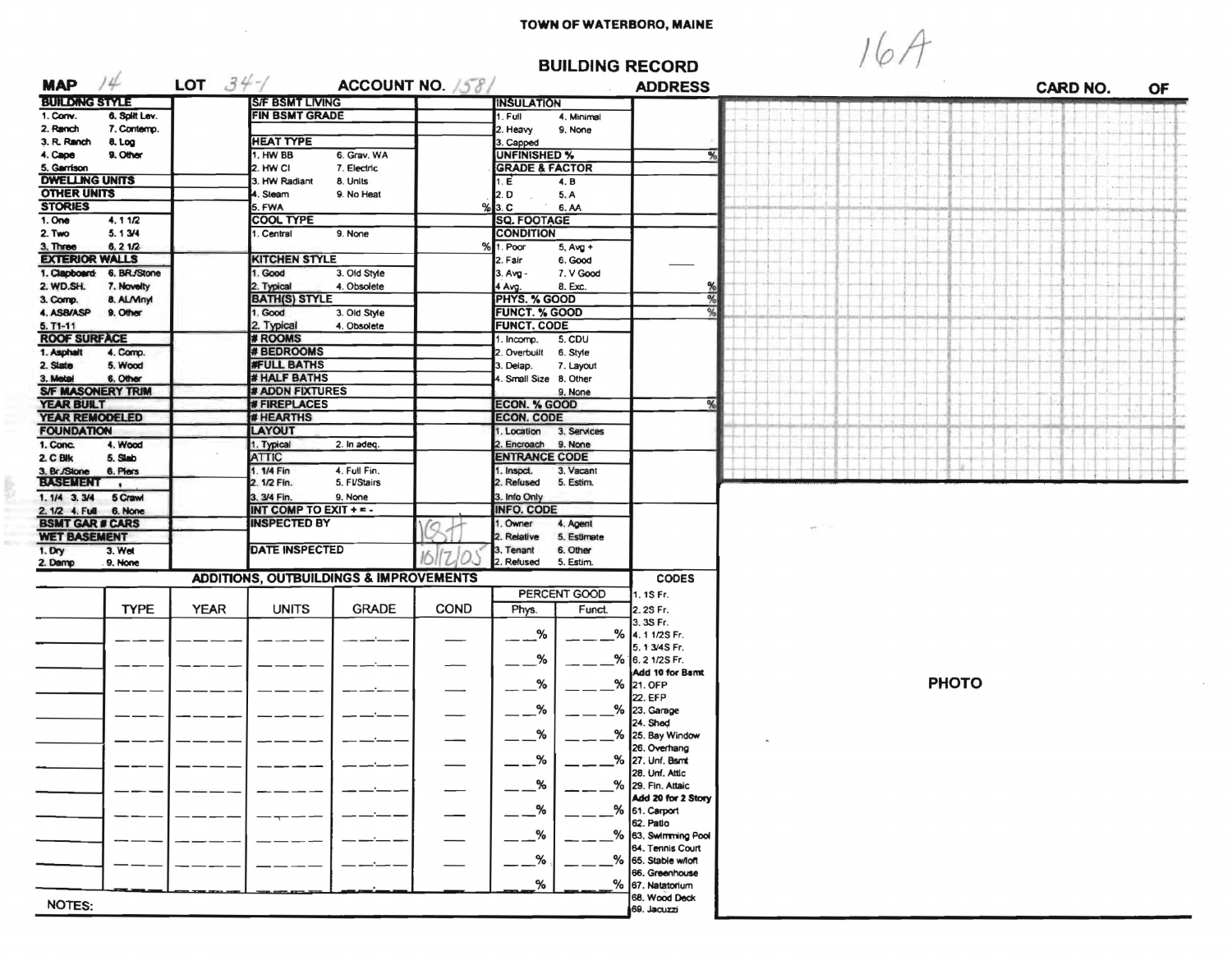# TOWN OF WATERBORO, MAINE

16A

## BUILDING RECORD

**MAP** 14 **LOT** 34-1 **ACCOUNT NO.** 1581 **ADDRESS** **CARD NO.** **OF**

| | | | | | |
|---|---|---|---|---|---|
| **BUILDING STYLE**<br>1. Conv. 6. Split Lev.<br>2. Ranch 7. Contemp.<br>3. R. Ranch 8. Log<br>4. Cape 9. Other<br>5. Garrison | | **S/F BSMT LIVING** | | **INSULATION**<br>1. Full 4. Minimal<br>2. Heavy 9. None<br>3. Capped | |
| **DWELLING UNITS** | | **FIN BSMT GRADE** | | **UNFINISHED %** | % |
| **OTHER UNITS** | | **HEAT TYPE**<br>1. HW BB 6. Grav. WA<br>2. HW CI 7. Electric<br>3. HW Radiant 8. Units<br>4. Steam 9. No Heat<br>5. FWA | % | **GRADE & FACTOR**<br>1. E 4. B<br>2. D 5. A<br>3. C 6. AA | |
| **STORIES**<br>1. One 4. 1 1/2<br>2. Two 5. 1 3/4<br>3. Three 6. 2 1/2 | | **COOL TYPE**<br>1. Central 9. None | % | **SQ. FOOTAGE** | |
| **EXTERIOR WALLS**<br>1. Clapboard 6. BR./Stone<br>2. WD.SH. 7. Novelty<br>3. Comp. 8. AL/Vinyl<br>4. ASB/ASP 9. Other<br>5. T1-11 | | **KITCHEN STYLE**<br>1. Good 3. Old Style<br>2. Typical 4. Obsolete | | **CONDITION**<br>1. Poor 5. Avg +<br>2. Fair 6. Good<br>3. Avg - 7. V Good<br>4 Avg. 8. Exc. | ___ |
| | | **BATH(S) STYLE**<br>1. Good 3. Old Style<br>2. Typical 4. Obsolete | | **PHYS. % GOOD** | % |
| | | | | **FUNCT. % GOOD** | % |
| **ROOF SURFACE**<br>1. Asphalt 4. Comp.<br>2. Slate 5. Wood<br>3. Metal 6. Other | | **# ROOMS** | | **FUNCT. CODE**<br>1. Incomp. 5. CDU<br>2. Overbuilt 6. Style<br>3. Delap. 7. Layout<br>4. Small Size 8. Other<br>9. None | |
| | | **# BEDROOMS** | | | |
| | | **#FULL BATHS** | | | |
| | | **# HALF BATHS** | | | |
| **S/F MASONERY TRIM** | | **# ADDN FIXTURES** | | | |
| **YEAR BUILT** | | **# FIREPLACES** | | **ECON. % GOOD** | % |
| **YEAR REMODELED** | | **# HEARTHS** | | **ECON. CODE**<br>1. Location 3. Services<br>2. Encroach 9. None | |
| **FOUNDATION**<br>1. Conc. 4. Wood<br>2. C Blk 5. Slab<br>3. Br./Stone 6. Piers | | **LAYOUT**<br>1. Typical 2. In adeq. | | | |
| **BASEMENT**<br>1. 1/4 3. 3/4 5 Crawl<br>2. 1/2 4. Full 6. None | | **ATTIC**<br>1. 1/4 Fin 4. Full Fin.<br>2. 1/2 Fin. 5. Fl/Stairs<br>3. 3/4 Fin. 9. None | | **ENTRANCE CODE**<br>1. Inspct. 3. Vacant<br>2. Refused 5. Estim.<br>3. Info Only | |
| **BSMT GAR # CARS** | | **INT COMP TO EXIT + = -** | | **INFO. CODE**<br>1. Owner 4. Agent<br>2. Relative 5. Estimate<br>3. Tenant 6. Other<br>2. Refused 5. Estim. | |
| **WET BASEMENT**<br>1. Dry 3. Wet<br>2. Damp 9. None | | **INSPECTED BY** | 1SH | | |
| | | **DATE INSPECTED** | 10/12/05 | | |

## ADDITIONS, OUTBUILDINGS & IMPROVEMENTS

| | TYPE | YEAR | UNITS | GRADE | COND | PERCENT GOOD Phys. | Funct. |
|---|---|---|---|---|---|---|---|
| | | | | | | % | % |
| | | | | | | % | % |
| | | | | | | % | % |
| | | | | | | % | % |
| | | | | | | % | % |
| | | | | | | % | % |
| | | | | | | % | % |
| | | | | | | % | % |
| | | | | | | % | % |
| | | | | | | % | % |
| | | | | | | % | % |

**CODES**
1. 1S Fr.
2. 2S Fr.
3. 3S Fr.
4. 1 1/2S Fr.
5. 1 3/4S Fr.
6. 2 1/2S Fr.

**Add 10 for Bsmt**

21. OFP
22. EFP
23. Garage
24. Shed
25. Bay Window
26. Overhang
27. Unf. Bsmt
28. Unf. Attic
29. Fin. Attaic

**Add 20 for 2 Story**

61. Carport
62. Patio
63. Swimming Pool
64. Tennis Court
65. Stable w/loft
66. Greenhouse
67. Natatorium
68. Wood Deck
69. Jacuzzi

**PHOTO**

NOTES: